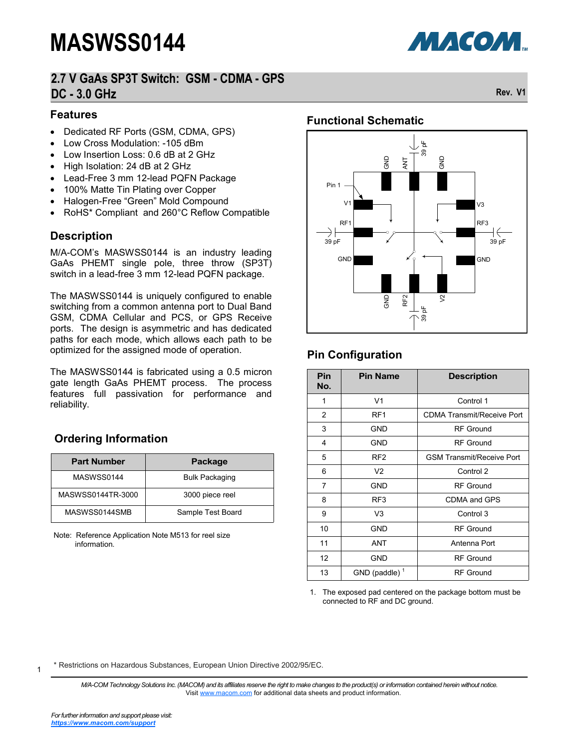# MASWSS0144

## 2.7 V GaAs SP3T Switch: GSM - CDMA - GPS DC - 3.0 GHz

Rev. V1

### Features

- Dedicated RF Ports (GSM, CDMA, GPS)
- Low Cross Modulation: -105 dBm
- Low Insertion Loss: 0.6 dB at 2 GHz
- High Isolation: 24 dB at 2 GHz
- Lead-Free 3 mm 12-lead PQFN Package
- 100% Matte Tin Plating over Copper
- Halogen-Free "Green" Mold Compound
- RoHS* Compliant and 260°C Reflow Compatible

### Description

M/A-COM's MASWSS0144 is an industry leading GaAs PHEMT single pole, three throw (SP3T) switch in a lead-free 3 mm 12-lead PQFN package.

The MASWSS0144 is uniquely configured to enable switching from a common antenna port to Dual Band GSM, CDMA Cellular and PCS, or GPS Receive ports. The design is asymmetric and has dedicated paths for each mode, which allows each path to be optimized for the assigned mode of operation.

The MASWSS0144 is fabricated using a 0.5 micron gate length GaAs PHEMT process. The process features full passivation for performance and reliability.

### Ordering Information

| Part Number | Package |
|---|---|
| MASWSS0144 | Bulk Packaging |
| MASWSS0144TR-3000 | 3000 piece reel |
| MASWSS0144SMB | Sample Test Board |

Note: Reference Application Note M513 for reel size information.

### Functional Schematic

Pin 1, V1, RF1, 39 pF, GND, GND, ANT, 39 pF, GND, V3, RF3, 39 pF, GND, GND, RF2, 39 pF, V2

### Pin Configuration

| Pin No. | Pin Name | Description |
|---|---|---|
| 1 | V1 | Control 1 |
| 2 | RF1 | CDMA Transmit/Receive Port |
| 3 | GND | RF Ground |
| 4 | GND | RF Ground |
| 5 | RF2 | GSM Transmit/Receive Port |
| 6 | V2 | Control 2 |
| 7 | GND | RF Ground |
| 8 | RF3 | CDMA and GPS |
| 9 | V3 | Control 3 |
| 10 | GND | RF Ground |
| 11 | ANT | Antenna Port |
| 12 | GND | RF Ground |
| 13 | GND (paddle) [1] | RF Ground |

1. The exposed pad centered on the package bottom must be connected to RF and DC ground.

\* Restrictions on Hazardous Substances, European Union Directive 2002/95/EC.

*M/A-COM Technology Solutions Inc. (MACOM) and its affiliates reserve the right to make changes to the product(s) or information contained herein without notice.* Visit www.macom.com for additional data sheets and product information.

*For further information and support please visit:* ***https://www.macom.com/support***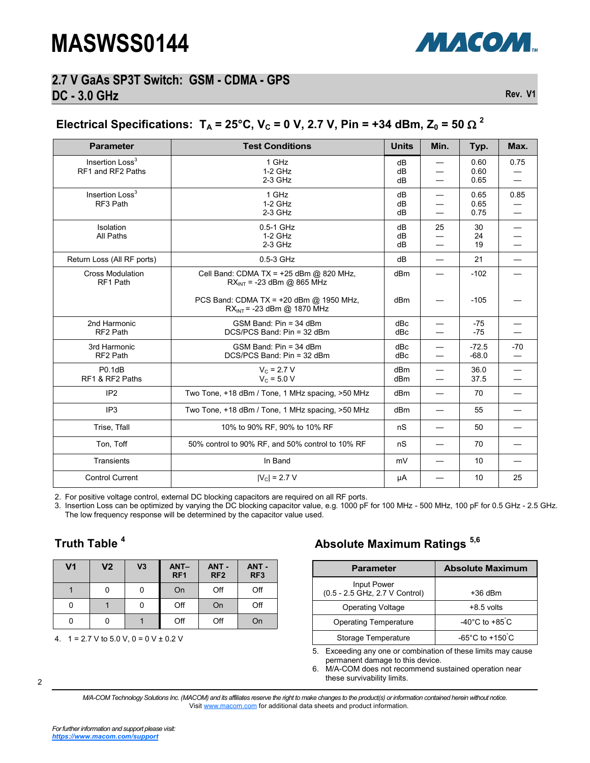# MASWSS0144

## 2.7 V GaAs SP3T Switch: GSM - CDMA - GPS DC - 3.0 GHz

Rev. V1

### Electrical Specifications: $T_A$ = 25°C, $V_C$ = 0 V, 2.7 V, Pin = +34 dBm, $Z_0$ = 50 Ω [2]

| Parameter | Test Conditions | Units | Min. | Typ. | Max. |
|---|---|---|---|---|---|
| Insertion Loss[3] RF1 and RF2 Paths | 1 GHz<br>1-2 GHz<br>2-3 GHz | dB<br>dB<br>dB | —<br>—<br>— | 0.60<br>0.60<br>0.65 | 0.75<br>—<br>— |
| Insertion Loss[3] RF3 Path | 1 GHz<br>1-2 GHz<br>2-3 GHz | dB<br>dB<br>dB | —<br>—<br>— | 0.65<br>0.65<br>0.75 | 0.85<br>—<br>— |
| Isolation All Paths | 0.5-1 GHz<br>1-2 GHz<br>2-3 GHz | dB<br>dB<br>dB | 25<br>—<br>— | 30<br>24<br>19 | —<br>—<br>— |
| Return Loss (All RF ports) | 0.5-3 GHz | dB | — | 21 | — |
| Cross Modulation RF1 Path | Cell Band: CDMA TX = +25 dBm @ 820 MHz, $RX_{INT}$ = -23 dBm @ 865 MHz<br><br>PCS Band: CDMA TX = +20 dBm @ 1950 MHz, $RX_{INT}$ = -23 dBm @ 1870 MHz | dBm<br><br>dBm | —<br><br>— | -102<br><br>-105 | —<br><br>— |
| 2nd Harmonic RF2 Path | GSM Band: Pin = 34 dBm<br>DCS/PCS Band: Pin = 32 dBm | dBc<br>dBc | —<br>— | -75<br>-75 | —<br>— |
| 3rd Harmonic RF2 Path | GSM Band: Pin = 34 dBm<br>DCS/PCS Band: Pin = 32 dBm | dBc<br>dBc | —<br>— | -72.5<br>-68.0 | -70<br>— |
| P0.1dB RF1 & RF2 Paths | $V_C$ = 2.7 V<br>$V_C$ = 5.0 V | dBm<br>dBm | —<br>— | 36.0<br>37.5 | —<br>— |
| IP2 | Two Tone, +18 dBm / Tone, 1 MHz spacing, >50 MHz | dBm | — | 70 | — |
| IP3 | Two Tone, +18 dBm / Tone, 1 MHz spacing, >50 MHz | dBm | — | 55 | — |
| Trise, Tfall | 10% to 90% RF, 90% to 10% RF | nS | — | 50 | — |
| Ton, Toff | 50% control to 90% RF, and 50% control to 10% RF | nS | — | 70 | — |
| Transients | In Band | mV | — | 10 | — |
| Control Current | $\|V_C\|$ = 2.7 V | µA | — | 10 | 25 |

2. For positive voltage control, external DC blocking capacitors are required on all RF ports.
3. Insertion Loss can be optimized by varying the DC blocking capacitor value, e.g. 1000 pF for 100 MHz - 500 MHz, 100 pF for 0.5 GHz - 2.5 GHz. The low frequency response will be determined by the capacitor value used.

### Truth Table [4]

| V1 | V2 | V3 | ANT–RF1 | ANT - RF2 | ANT - RF3 |
|---|---|---|---|---|---|
| 1 | 0 | 0 | On | Off | Off |
| 0 | 1 | 0 | Off | On | Off |
| 0 | 0 | 1 | Off | Off | On |

4. 1 = 2.7 V to 5.0 V, 0 = 0 V ± 0.2 V

### Absolute Maximum Ratings [5,6]

| Parameter | Absolute Maximum |
|---|---|
| Input Power (0.5 - 2.5 GHz, 2.7 V Control) | +36 dBm |
| Operating Voltage | +8.5 volts |
| Operating Temperature | -40°C to +85°C |
| Storage Temperature | -65°C to +150°C |

5. Exceeding any one or combination of these limits may cause permanent damage to this device.
6. M/A-COM does not recommend sustained operation near these survivability limits.

*M/A-COM Technology Solutions Inc. (MACOM) and its affiliates reserve the right to make changes to the product(s) or information contained herein without notice.* Visit www.macom.com for additional data sheets and product information.

*For further information and support please visit:* ***https://www.macom.com/support***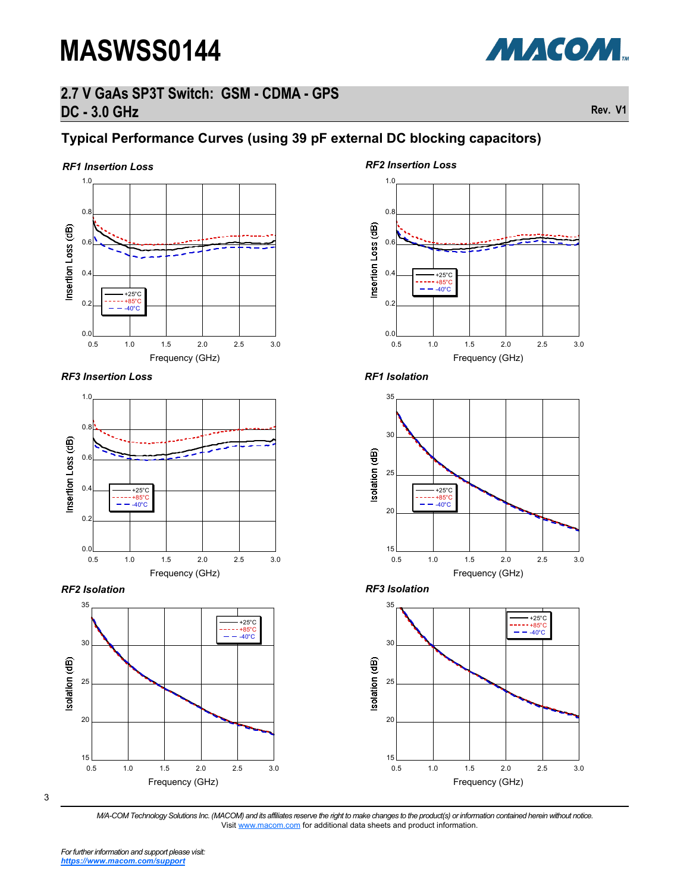## Typical Performance Curves (using 39 pF external DC blocking capacitors)

*RF1 Insertion Loss*

*RF2 Insertion Loss*

*RF3 Insertion Loss*

*RF1 Isolation*

*RF2 Isolation*

*RF3 Isolation*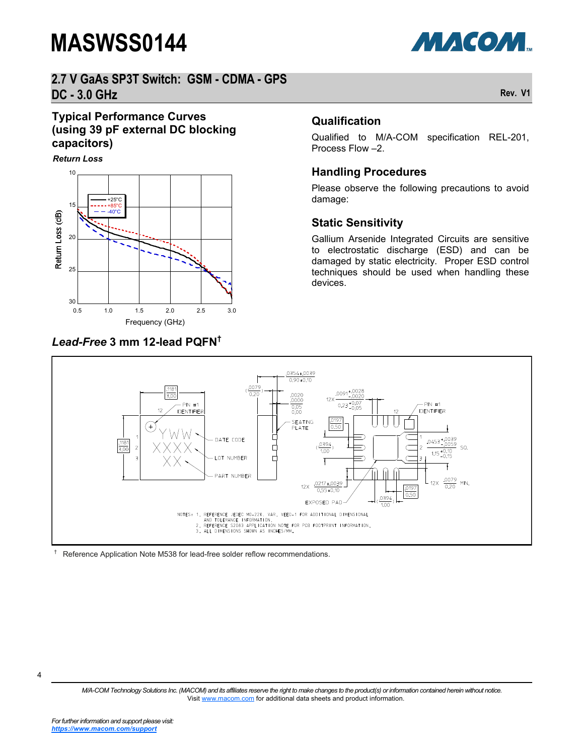## Typical Performance Curves (using 39 pF external DC blocking capacitors)

***Return Loss***

## Qualification

Qualified to M/A-COM specification REL-201, Process Flow –2.

## Handling Procedures

Please observe the following precautions to avoid damage:

## Static Sensitivity

Gallium Arsenide Integrated Circuits are sensitive to electrostatic discharge (ESD) and can be damaged by static electricity. Proper ESD control techniques should be used when handling these devices.

## *Lead-Free* 3 mm 12-lead PQFN†

NOTES: 1. REFERENCE JEDEC MO-220, VAR. VEED-1 FOR ADDITIONAL DIMENSIONAL AND TOLERANCE INFORMATION.
2. REFERENCE S2083 APPLICATION NOTE FOR PCB FOOTPRINT INFORMATION.
3. ALL DIMENSIONS SHOWN AS INCHES/MM.

† Reference Application Note M538 for lead-free solder reflow recommendations.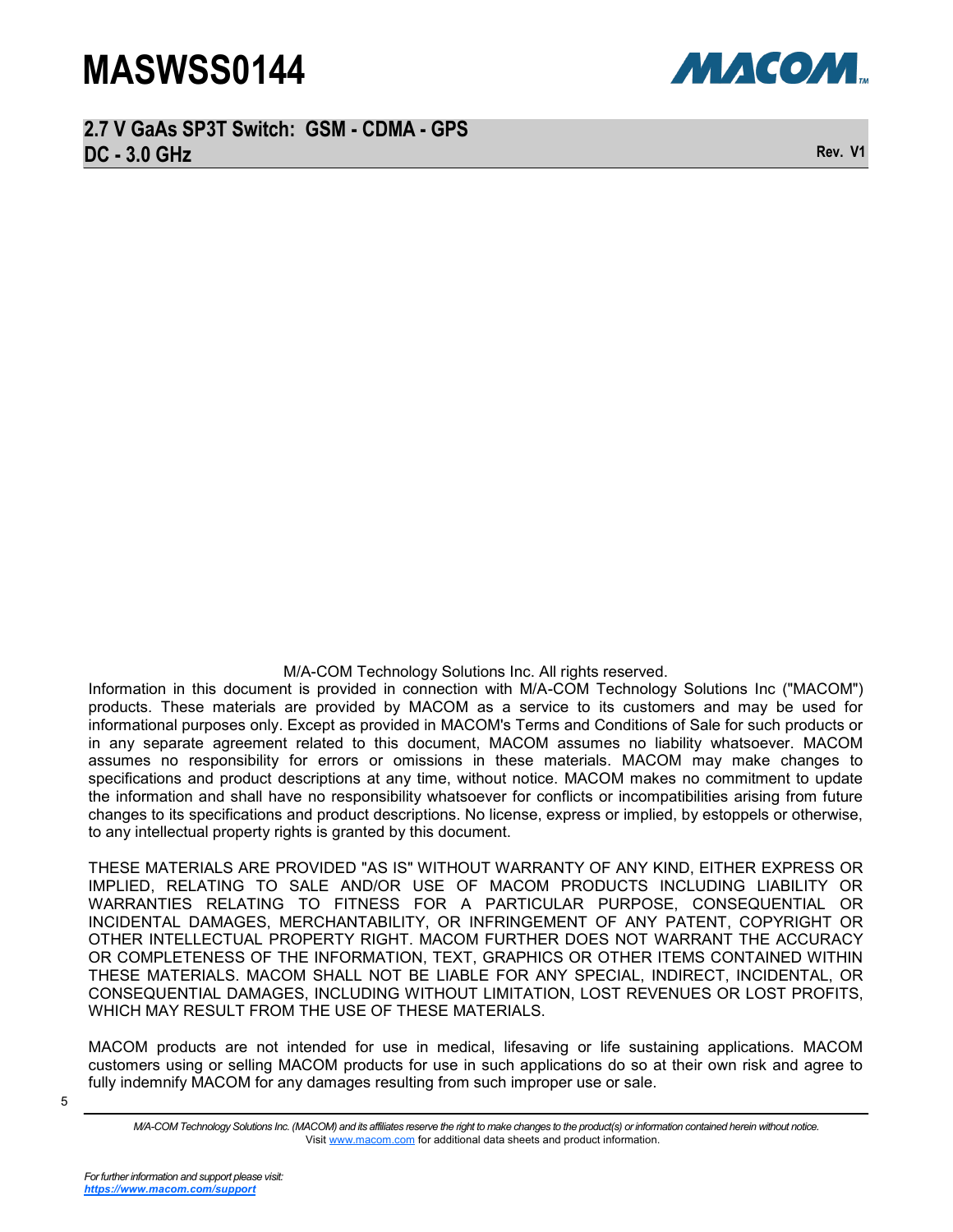M/A-COM Technology Solutions Inc. All rights reserved.

Information in this document is provided in connection with M/A-COM Technology Solutions Inc ("MACOM") products. These materials are provided by MACOM as a service to its customers and may be used for informational purposes only. Except as provided in MACOM's Terms and Conditions of Sale for such products or in any separate agreement related to this document, MACOM assumes no liability whatsoever. MACOM assumes no responsibility for errors or omissions in these materials. MACOM may make changes to specifications and product descriptions at any time, without notice. MACOM makes no commitment to update the information and shall have no responsibility whatsoever for conflicts or incompatibilities arising from future changes to its specifications and product descriptions. No license, express or implied, by estoppels or otherwise, to any intellectual property rights is granted by this document.

THESE MATERIALS ARE PROVIDED "AS IS" WITHOUT WARRANTY OF ANY KIND, EITHER EXPRESS OR IMPLIED, RELATING TO SALE AND/OR USE OF MACOM PRODUCTS INCLUDING LIABILITY OR WARRANTIES RELATING TO FITNESS FOR A PARTICULAR PURPOSE, CONSEQUENTIAL OR INCIDENTAL DAMAGES, MERCHANTABILITY, OR INFRINGEMENT OF ANY PATENT, COPYRIGHT OR OTHER INTELLECTUAL PROPERTY RIGHT. MACOM FURTHER DOES NOT WARRANT THE ACCURACY OR COMPLETENESS OF THE INFORMATION, TEXT, GRAPHICS OR OTHER ITEMS CONTAINED WITHIN THESE MATERIALS. MACOM SHALL NOT BE LIABLE FOR ANY SPECIAL, INDIRECT, INCIDENTAL, OR CONSEQUENTIAL DAMAGES, INCLUDING WITHOUT LIMITATION, LOST REVENUES OR LOST PROFITS, WHICH MAY RESULT FROM THE USE OF THESE MATERIALS.

MACOM products are not intended for use in medical, lifesaving or life sustaining applications. MACOM customers using or selling MACOM products for use in such applications do so at their own risk and agree to fully indemnify MACOM for any damages resulting from such improper use or sale.